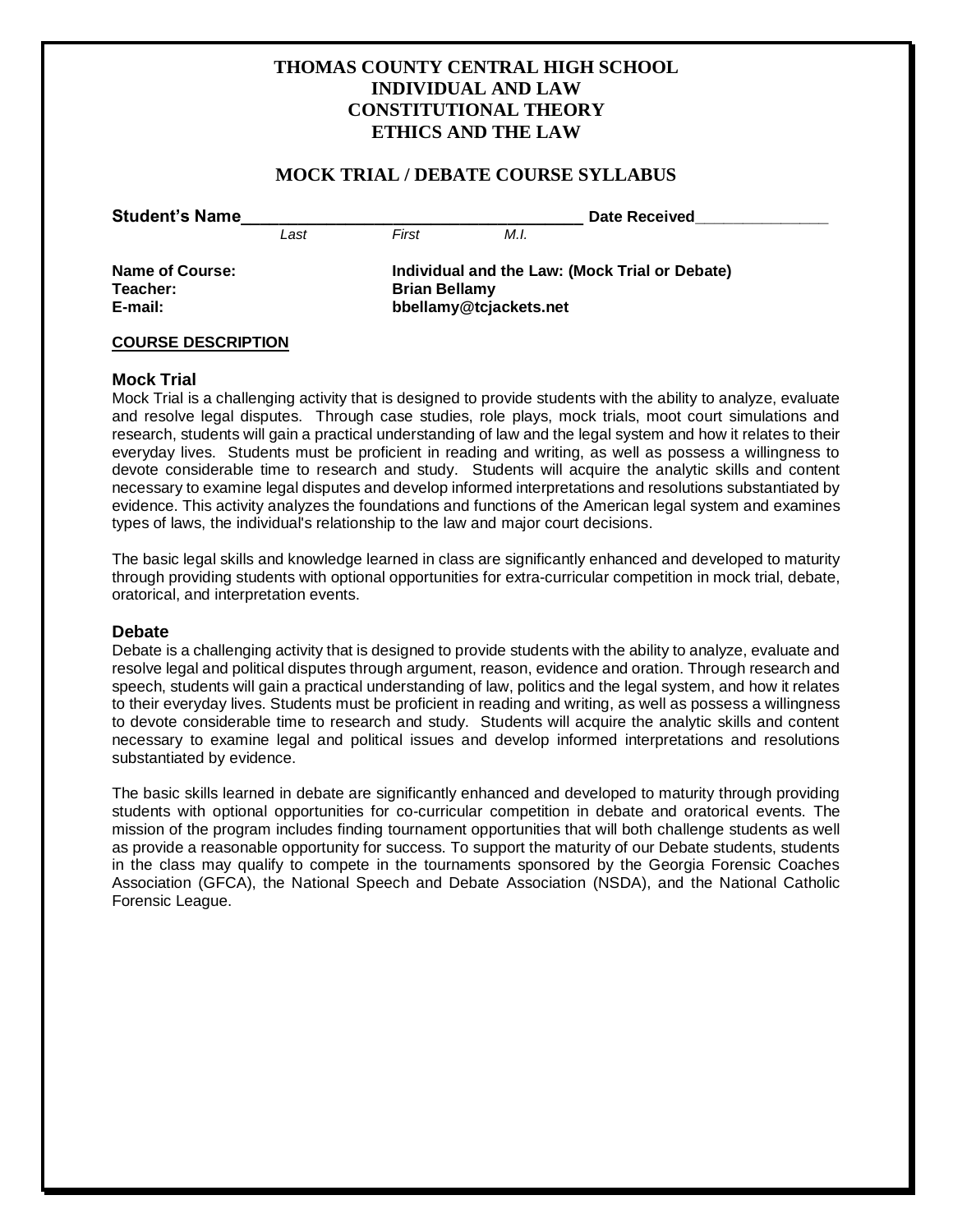# THOMAS COUNTY CENTRAL HIGH SCHOOL
# INDIVIDUAL AND LAW
# CONSTITUTIONAL THEORY
# ETHICS AND THE LAW

## MOCK TRIAL / DEBATE COURSE SYLLABUS

**Student's Name**_____________________________________ **Date Received**_______________

*Last* *First* *M.I.*

**Name of Course:** **Individual and the Law: (Mock Trial or Debate)**
**Teacher:** **Brian Bellamy**
**E-mail:** **bbellamy@tcjackets.net**

**COURSE DESCRIPTION**

### Mock Trial

Mock Trial is a challenging activity that is designed to provide students with the ability to analyze, evaluate and resolve legal disputes. Through case studies, role plays, mock trials, moot court simulations and research, students will gain a practical understanding of law and the legal system and how it relates to their everyday lives. Students must be proficient in reading and writing, as well as possess a willingness to devote considerable time to research and study. Students will acquire the analytic skills and content necessary to examine legal disputes and develop informed interpretations and resolutions substantiated by evidence. This activity analyzes the foundations and functions of the American legal system and examines types of laws, the individual's relationship to the law and major court decisions.

The basic legal skills and knowledge learned in class are significantly enhanced and developed to maturity through providing students with optional opportunities for extra-curricular competition in mock trial, debate, oratorical, and interpretation events.

### Debate

Debate is a challenging activity that is designed to provide students with the ability to analyze, evaluate and resolve legal and political disputes through argument, reason, evidence and oration. Through research and speech, students will gain a practical understanding of law, politics and the legal system, and how it relates to their everyday lives. Students must be proficient in reading and writing, as well as possess a willingness to devote considerable time to research and study. Students will acquire the analytic skills and content necessary to examine legal and political issues and develop informed interpretations and resolutions substantiated by evidence.

The basic skills learned in debate are significantly enhanced and developed to maturity through providing students with optional opportunities for co-curricular competition in debate and oratorical events. The mission of the program includes finding tournament opportunities that will both challenge students as well as provide a reasonable opportunity for success. To support the maturity of our Debate students, students in the class may qualify to compete in the tournaments sponsored by the Georgia Forensic Coaches Association (GFCA), the National Speech and Debate Association (NSDA), and the National Catholic Forensic League.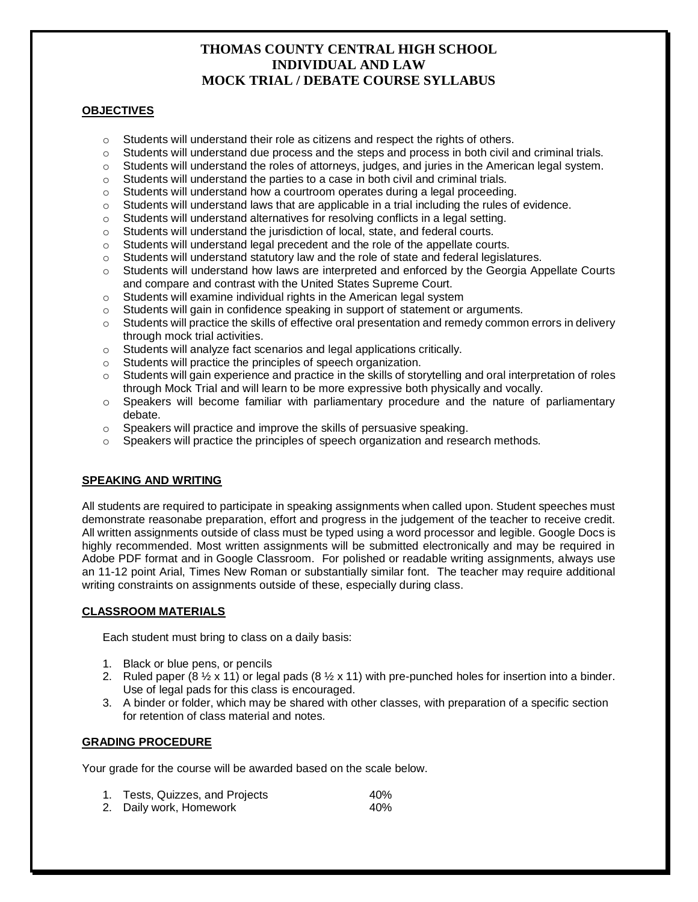# THOMAS COUNTY CENTRAL HIGH SCHOOL
# INDIVIDUAL AND LAW
# MOCK TRIAL / DEBATE COURSE SYLLABUS

## OBJECTIVES

- Students will understand their role as citizens and respect the rights of others.
- Students will understand due process and the steps and process in both civil and criminal trials.
- Students will understand the roles of attorneys, judges, and juries in the American legal system.
- Students will understand the parties to a case in both civil and criminal trials.
- Students will understand how a courtroom operates during a legal proceeding.
- Students will understand laws that are applicable in a trial including the rules of evidence.
- Students will understand alternatives for resolving conflicts in a legal setting.
- Students will understand the jurisdiction of local, state, and federal courts.
- Students will understand legal precedent and the role of the appellate courts.
- Students will understand statutory law and the role of state and federal legislatures.
- Students will understand how laws are interpreted and enforced by the Georgia Appellate Courts and compare and contrast with the United States Supreme Court.
- Students will examine individual rights in the American legal system
- Students will gain in confidence speaking in support of statement or arguments.
- Students will practice the skills of effective oral presentation and remedy common errors in delivery through mock trial activities.
- Students will analyze fact scenarios and legal applications critically.
- Students will practice the principles of speech organization.
- Students will gain experience and practice in the skills of storytelling and oral interpretation of roles through Mock Trial and will learn to be more expressive both physically and vocally.
- Speakers will become familiar with parliamentary procedure and the nature of parliamentary debate.
- Speakers will practice and improve the skills of persuasive speaking.
- Speakers will practice the principles of speech organization and research methods.

## SPEAKING AND WRITING

All students are required to participate in speaking assignments when called upon. Student speeches must demonstrate reasonabe preparation, effort and progress in the judgement of the teacher to receive credit. All written assignments outside of class must be typed using a word processor and legible. Google Docs is highly recommended. Most written assignments will be submitted electronically and may be required in Adobe PDF format and in Google Classroom. For polished or readable writing assignments, always use an 11-12 point Arial, Times New Roman or substantially similar font. The teacher may require additional writing constraints on assignments outside of these, especially during class.

## CLASSROOM MATERIALS

Each student must bring to class on a daily basis:

1. Black or blue pens, or pencils
2. Ruled paper (8 ½ x 11) or legal pads (8 ½ x 11) with pre-punched holes for insertion into a binder. Use of legal pads for this class is encouraged.
3. A binder or folder, which may be shared with other classes, with preparation of a specific section for retention of class material and notes.

## GRADING PROCEDURE

Your grade for the course will be awarded based on the scale below.

| | |
|---|---|
| 1. Tests, Quizzes, and Projects | 40% |
| 2. Daily work, Homework | 40% |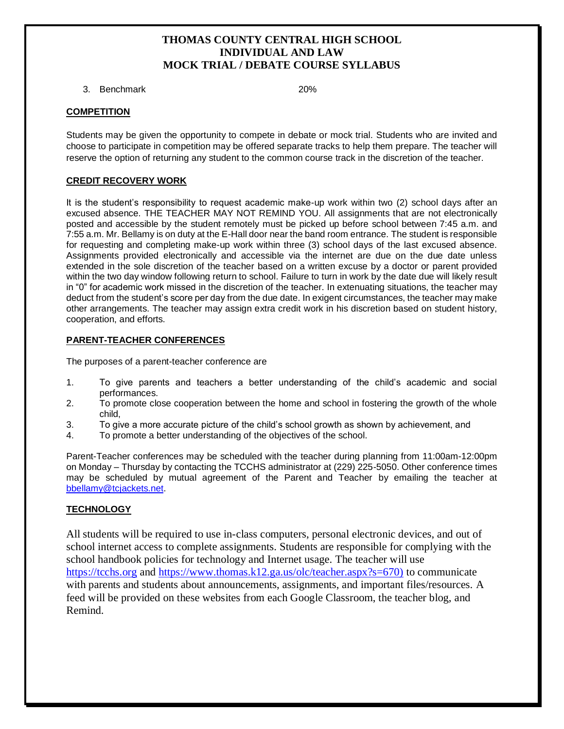3. Benchmark 20%

**COMPETITION**

Students may be given the opportunity to compete in debate or mock trial. Students who are invited and choose to participate in competition may be offered separate tracks to help them prepare. The teacher will reserve the option of returning any student to the common course track in the discretion of the teacher.

**CREDIT RECOVERY WORK**

It is the student's responsibility to request academic make-up work within two (2) school days after an excused absence. THE TEACHER MAY NOT REMIND YOU. All assignments that are not electronically posted and accessible by the student remotely must be picked up before school between 7:45 a.m. and 7:55 a.m. Mr. Bellamy is on duty at the E-Hall door near the band room entrance. The student is responsible for requesting and completing make-up work within three (3) school days of the last excused absence. Assignments provided electronically and accessible via the internet are due on the due date unless extended in the sole discretion of the teacher based on a written excuse by a doctor or parent provided within the two day window following return to school. Failure to turn in work by the date due will likely result in "0" for academic work missed in the discretion of the teacher. In extenuating situations, the teacher may deduct from the student's score per day from the due date. In exigent circumstances, the teacher may make other arrangements. The teacher may assign extra credit work in his discretion based on student history, cooperation, and efforts.

**PARENT-TEACHER CONFERENCES**

The purposes of a parent-teacher conference are

1. To give parents and teachers a better understanding of the child's academic and social performances.
2. To promote close cooperation between the home and school in fostering the growth of the whole child,
3. To give a more accurate picture of the child's school growth as shown by achievement, and
4. To promote a better understanding of the objectives of the school.

Parent-Teacher conferences may be scheduled with the teacher during planning from 11:00am-12:00pm on Monday – Thursday by contacting the TCCHS administrator at (229) 225-5050. Other conference times may be scheduled by mutual agreement of the Parent and Teacher by emailing the teacher at bbellamy@tcjackets.net.

**TECHNOLOGY**

All students will be required to use in-class computers, personal electronic devices, and out of school internet access to complete assignments. Students are responsible for complying with the school handbook policies for technology and Internet usage. The teacher will use https://tcchs.org and https://www.thomas.k12.ga.us/olc/teacher.aspx?s=670) to communicate with parents and students about announcements, assignments, and important files/resources. A feed will be provided on these websites from each Google Classroom, the teacher blog, and Remind.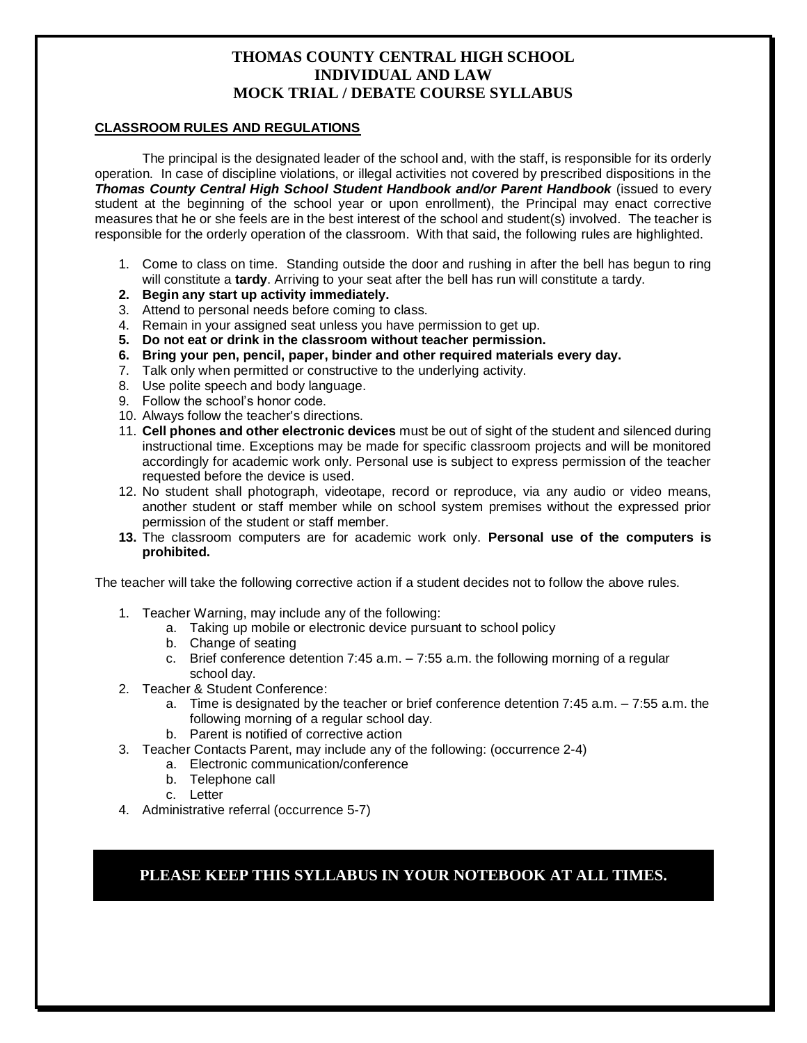# THOMAS COUNTY CENTRAL HIGH SCHOOL
# INDIVIDUAL AND LAW
# MOCK TRIAL / DEBATE COURSE SYLLABUS

## CLASSROOM RULES AND REGULATIONS

The principal is the designated leader of the school and, with the staff, is responsible for its orderly operation. In case of discipline violations, or illegal activities not covered by prescribed dispositions in the ***Thomas County Central High School Student Handbook and/or Parent Handbook*** (issued to every student at the beginning of the school year or upon enrollment), the Principal may enact corrective measures that he or she feels are in the best interest of the school and student(s) involved. The teacher is responsible for the orderly operation of the classroom. With that said, the following rules are highlighted.

1. Come to class on time. Standing outside the door and rushing in after the bell has begun to ring will constitute a **tardy**. Arriving to your seat after the bell has run will constitute a tardy.
2. **Begin any start up activity immediately.**
3. Attend to personal needs before coming to class.
4. Remain in your assigned seat unless you have permission to get up.
5. **Do not eat or drink in the classroom without teacher permission.**
6. **Bring your pen, pencil, paper, binder and other required materials every day.**
7. Talk only when permitted or constructive to the underlying activity.
8. Use polite speech and body language.
9. Follow the school's honor code.
10. Always follow the teacher's directions.
11. **Cell phones and other electronic devices** must be out of sight of the student and silenced during instructional time. Exceptions may be made for specific classroom projects and will be monitored accordingly for academic work only. Personal use is subject to express permission of the teacher requested before the device is used.
12. No student shall photograph, videotape, record or reproduce, via any audio or video means, another student or staff member while on school system premises without the expressed prior permission of the student or staff member.
13. The classroom computers are for academic work only. **Personal use of the computers is prohibited.**

The teacher will take the following corrective action if a student decides not to follow the above rules.

1. Teacher Warning, may include any of the following:
   a. Taking up mobile or electronic device pursuant to school policy
   b. Change of seating
   c. Brief conference detention 7:45 a.m. – 7:55 a.m. the following morning of a regular school day.
2. Teacher & Student Conference:
   a. Time is designated by the teacher or brief conference detention 7:45 a.m. – 7:55 a.m. the following morning of a regular school day.
   b. Parent is notified of corrective action
3. Teacher Contacts Parent, may include any of the following: (occurrence 2-4)
   a. Electronic communication/conference
   b. Telephone call
   c. Letter
4. Administrative referral (occurrence 5-7)

**PLEASE KEEP THIS SYLLABUS IN YOUR NOTEBOOK AT ALL TIMES.**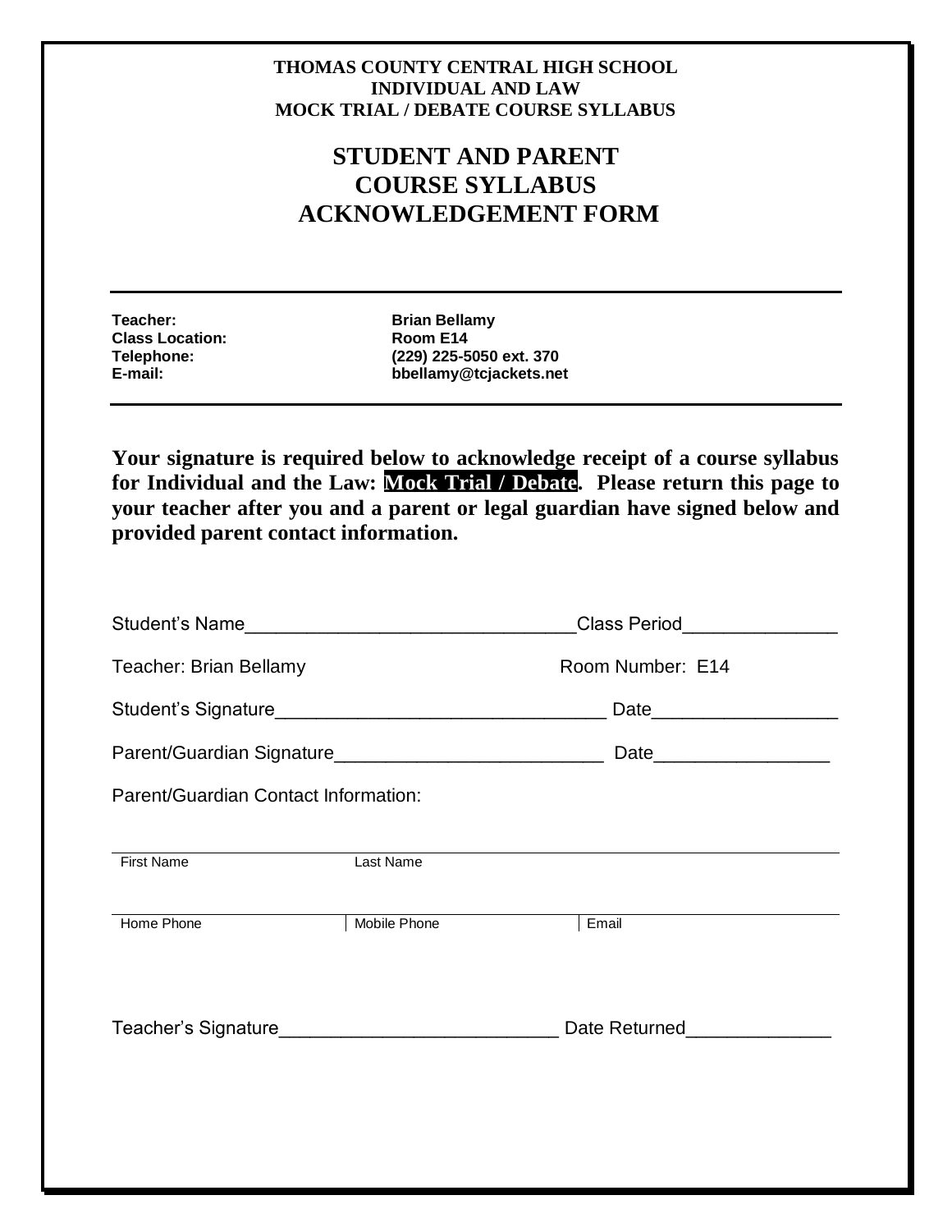**THOMAS COUNTY CENTRAL HIGH SCHOOL**
**INDIVIDUAL AND LAW**
**MOCK TRIAL / DEBATE COURSE SYLLABUS**

# STUDENT AND PARENT COURSE SYLLABUS ACKNOWLEDGEMENT FORM

| | |
|---|---|
| **Teacher:** | **Brian Bellamy** |
| **Class Location:** | **Room E14** |
| **Telephone:** | **(229) 225-5050 ext. 370** |
| **E-mail:** | **bbellamy@tcjackets.net** |

**Your signature is required below to acknowledge receipt of a course syllabus for Individual and the Law: Mock Trial / Debate. Please return this page to your teacher after you and a parent or legal guardian have signed below and provided parent contact information.**

Student's Name________________________________Class Period_______________

Teacher: Brian Bellamy Room Number: E14

Student's Signature________________________________ Date__________________

Parent/Guardian Signature__________________________ Date_________________

Parent/Guardian Contact Information:

| First Name | Last Name | |
|---|---|---|
| | | |

| Home Phone | Mobile Phone | Email |
|---|---|---|
| | | |

Teacher's Signature___________________________ Date Returned______________